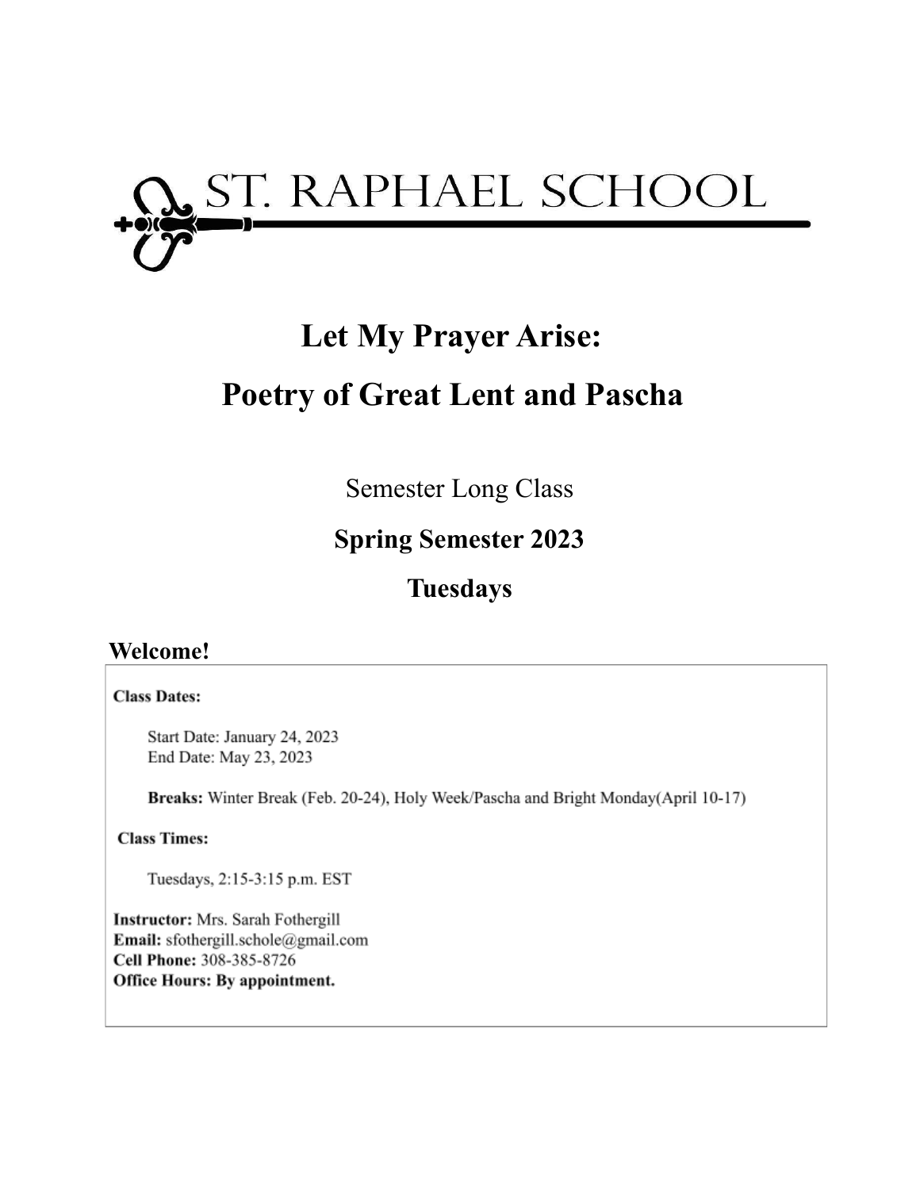# ST. RAPHAEL SCHOOL

# Let My Prayer Arise:

# Poetry of Great Lent and Pascha

Semester Long Class

**Spring Semester 2023**

**Tuesdays**

## Welcome!

**Class Dates:**

Start Date: January 24, 2023
End Date: May 23, 2023

**Breaks:** Winter Break (Feb. 20-24), Holy Week/Pascha and Bright Monday(April 10-17)

**Class Times:**

Tuesdays, 2:15-3:15 p.m. EST

**Instructor:** Mrs. Sarah Fothergill
**Email:** sfothergill.schole@gmail.com
**Cell Phone:** 308-385-8726
**Office Hours: By appointment.**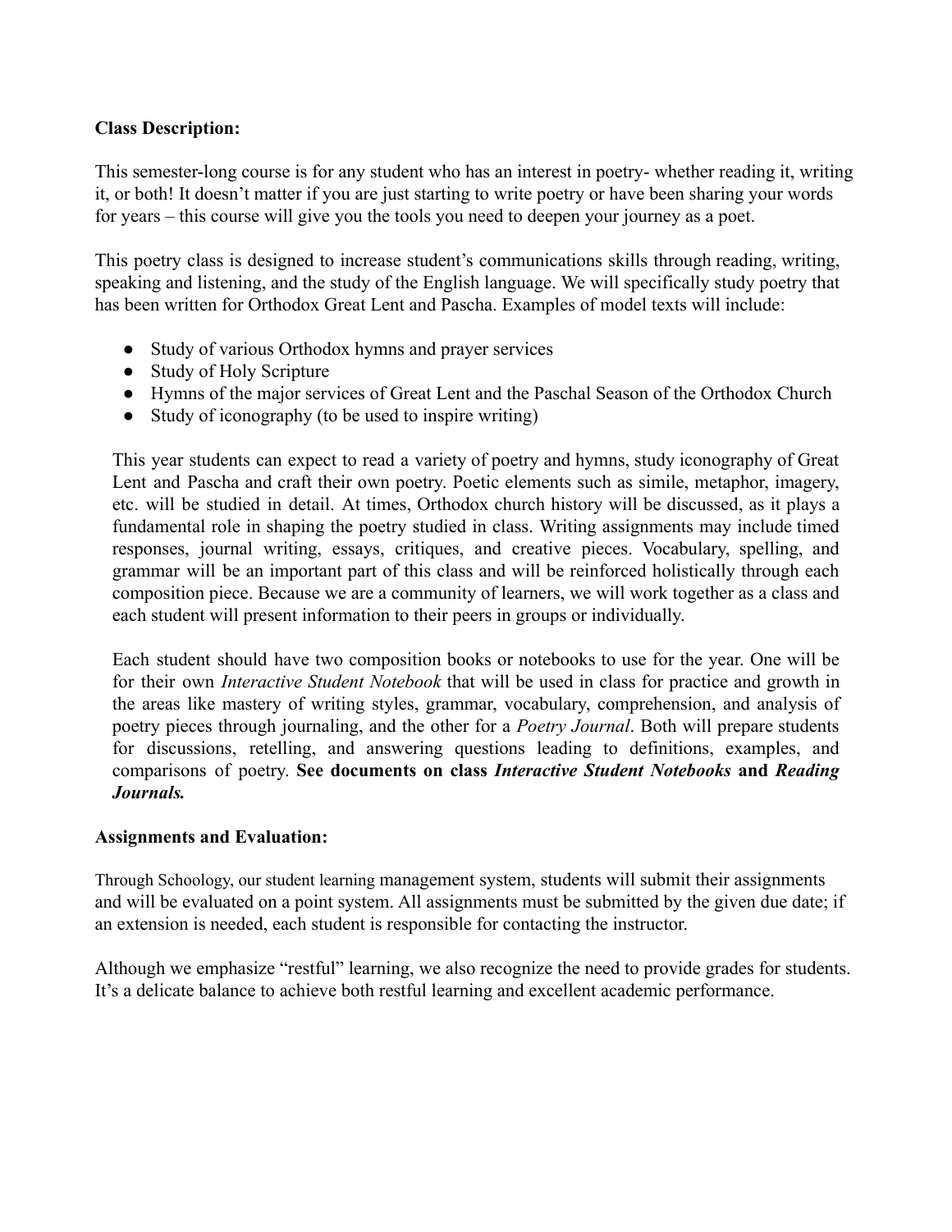**Class Description:**

This semester-long course is for any student who has an interest in poetry- whether reading it, writing it, or both! It doesn't matter if you are just starting to write poetry or have been sharing your words for years – this course will give you the tools you need to deepen your journey as a poet.

This poetry class is designed to increase student's communications skills through reading, writing, speaking and listening, and the study of the English language. We will specifically study poetry that has been written for Orthodox Great Lent and Pascha. Examples of model texts will include:

- Study of various Orthodox hymns and prayer services
- Study of Holy Scripture
- Hymns of the major services of Great Lent and the Paschal Season of the Orthodox Church
- Study of iconography (to be used to inspire writing)

This year students can expect to read a variety of poetry and hymns, study iconography of Great Lent and Pascha and craft their own poetry. Poetic elements such as simile, metaphor, imagery, etc. will be studied in detail. At times, Orthodox church history will be discussed, as it plays a fundamental role in shaping the poetry studied in class. Writing assignments may include timed responses, journal writing, essays, critiques, and creative pieces. Vocabulary, spelling, and grammar will be an important part of this class and will be reinforced holistically through each composition piece. Because we are a community of learners, we will work together as a class and each student will present information to their peers in groups or individually.

Each student should have two composition books or notebooks to use for the year. One will be for their own *Interactive Student Notebook* that will be used in class for practice and growth in the areas like mastery of writing styles, grammar, vocabulary, comprehension, and analysis of poetry pieces through journaling, and the other for a *Poetry Journal*. Both will prepare students for discussions, retelling, and answering questions leading to definitions, examples, and comparisons of poetry. **See documents on class *Interactive Student Notebooks* and *Reading Journals.***

**Assignments and Evaluation:**

Through Schoology, our student learning management system, students will submit their assignments and will be evaluated on a point system. All assignments must be submitted by the given due date; if an extension is needed, each student is responsible for contacting the instructor.

Although we emphasize "restful" learning, we also recognize the need to provide grades for students. It's a delicate balance to achieve both restful learning and excellent academic performance.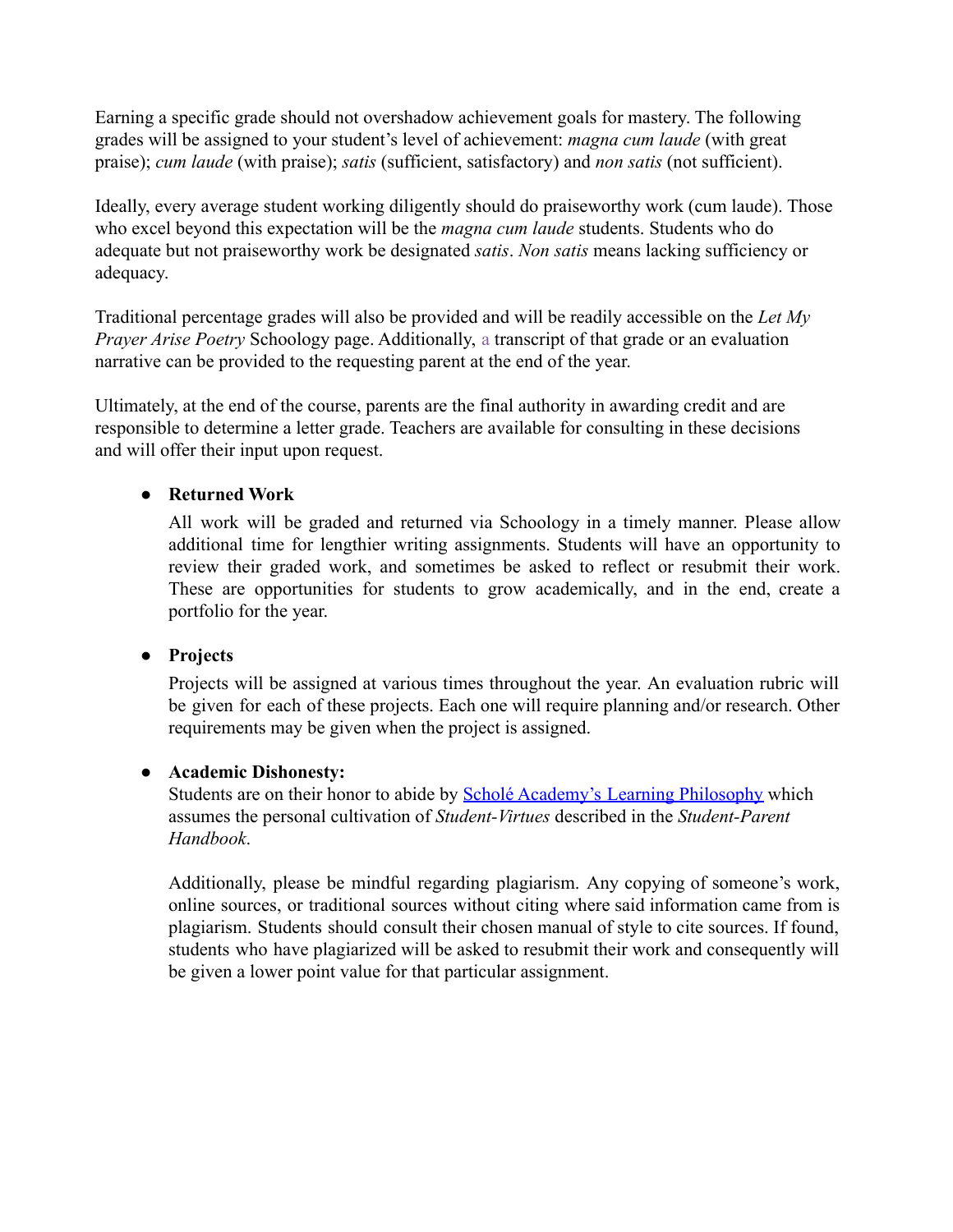Earning a specific grade should not overshadow achievement goals for mastery. The following grades will be assigned to your student's level of achievement: *magna cum laude* (with great praise); *cum laude* (with praise); *satis* (sufficient, satisfactory) and *non satis* (not sufficient).

Ideally, every average student working diligently should do praiseworthy work (cum laude). Those who excel beyond this expectation will be the *magna cum laude* students. Students who do adequate but not praiseworthy work be designated *satis*. *Non satis* means lacking sufficiency or adequacy.

Traditional percentage grades will also be provided and will be readily accessible on the *Let My Prayer Arise Poetry* Schoology page. Additionally, a transcript of that grade or an evaluation narrative can be provided to the requesting parent at the end of the year.

Ultimately, at the end of the course, parents are the final authority in awarding credit and are responsible to determine a letter grade. Teachers are available for consulting in these decisions and will offer their input upon request.

- **Returned Work**

  All work will be graded and returned via Schoology in a timely manner. Please allow additional time for lengthier writing assignments. Students will have an opportunity to review their graded work, and sometimes be asked to reflect or resubmit their work. These are opportunities for students to grow academically, and in the end, create a portfolio for the year.

- **Projects**

  Projects will be assigned at various times throughout the year. An evaluation rubric will be given for each of these projects. Each one will require planning and/or research. Other requirements may be given when the project is assigned.

- **Academic Dishonesty:**

  Students are on their honor to abide by Scholé Academy's Learning Philosophy which assumes the personal cultivation of *Student-Virtues* described in the *Student-Parent Handbook*.

  Additionally, please be mindful regarding plagiarism. Any copying of someone's work, online sources, or traditional sources without citing where said information came from is plagiarism. Students should consult their chosen manual of style to cite sources. If found, students who have plagiarized will be asked to resubmit their work and consequently will be given a lower point value for that particular assignment.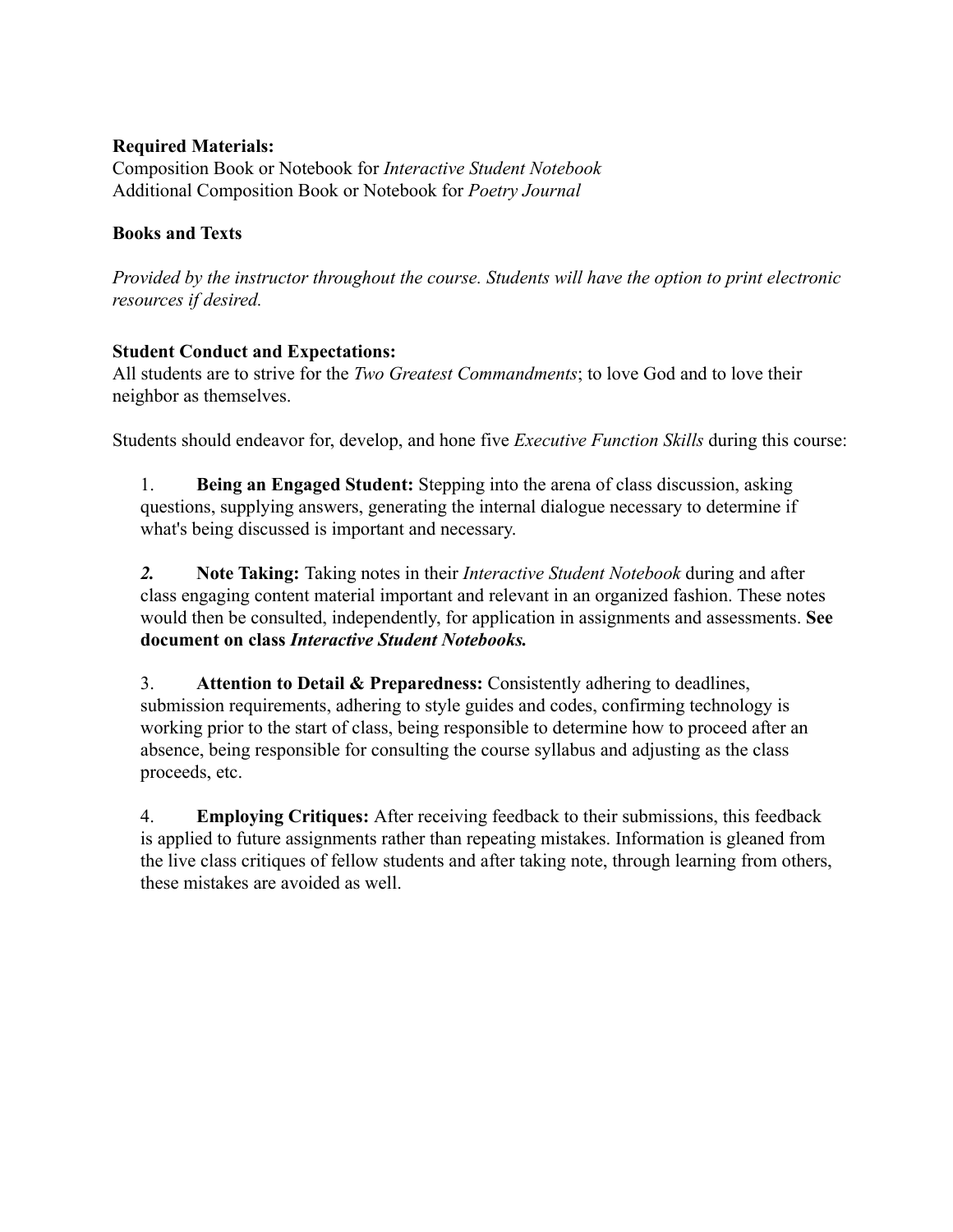**Required Materials:**
Composition Book or Notebook for *Interactive Student Notebook*
Additional Composition Book or Notebook for *Poetry Journal*

**Books and Texts**

*Provided by the instructor throughout the course. Students will have the option to print electronic resources if desired.*

**Student Conduct and Expectations:**
All students are to strive for the *Two Greatest Commandments*; to love God and to love their neighbor as themselves.

Students should endeavor for, develop, and hone five *Executive Function Skills* during this course:

1. **Being an Engaged Student:** Stepping into the arena of class discussion, asking questions, supplying answers, generating the internal dialogue necessary to determine if what's being discussed is important and necessary.

2. **Note Taking:** Taking notes in their *Interactive Student Notebook* during and after class engaging content material important and relevant in an organized fashion. These notes would then be consulted, independently, for application in assignments and assessments. **See document on class *Interactive Student Notebooks.***

3. **Attention to Detail & Preparedness:** Consistently adhering to deadlines, submission requirements, adhering to style guides and codes, confirming technology is working prior to the start of class, being responsible to determine how to proceed after an absence, being responsible for consulting the course syllabus and adjusting as the class proceeds, etc.

4. **Employing Critiques:** After receiving feedback to their submissions, this feedback is applied to future assignments rather than repeating mistakes. Information is gleaned from the live class critiques of fellow students and after taking note, through learning from others, these mistakes are avoided as well.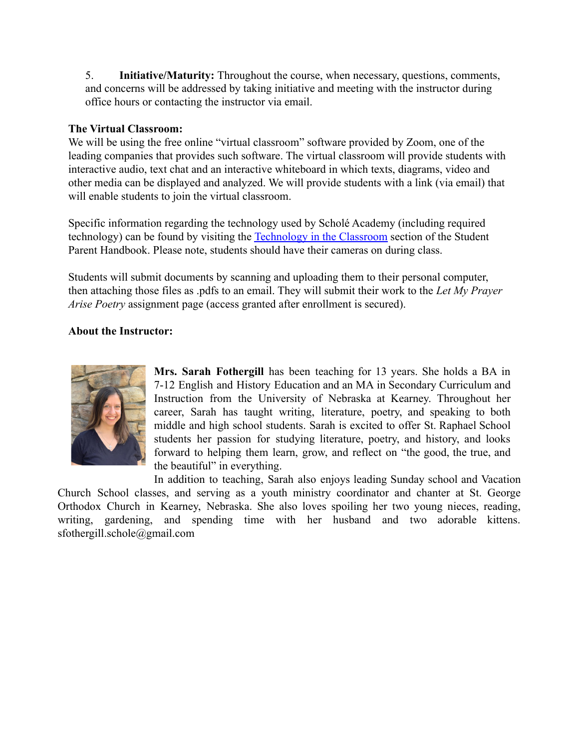5. **Initiative/Maturity:** Throughout the course, when necessary, questions, comments, and concerns will be addressed by taking initiative and meeting with the instructor during office hours or contacting the instructor via email.

**The Virtual Classroom:**

We will be using the free online "virtual classroom" software provided by Zoom, one of the leading companies that provides such software. The virtual classroom will provide students with interactive audio, text chat and an interactive whiteboard in which texts, diagrams, video and other media can be displayed and analyzed. We will provide students with a link (via email) that will enable students to join the virtual classroom.

Specific information regarding the technology used by Scholé Academy (including required technology) can be found by visiting the [Technology in the Classroom] section of the Student Parent Handbook. Please note, students should have their cameras on during class.

Students will submit documents by scanning and uploading them to their personal computer, then attaching those files as .pdfs to an email. They will submit their work to the *Let My Prayer Arise Poetry* assignment page (access granted after enrollment is secured).

**About the Instructor:**

**Mrs. Sarah Fothergill** has been teaching for 13 years. She holds a BA in 7-12 English and History Education and an MA in Secondary Curriculum and Instruction from the University of Nebraska at Kearney. Throughout her career, Sarah has taught writing, literature, poetry, and speaking to both middle and high school students. Sarah is excited to offer St. Raphael School students her passion for studying literature, poetry, and history, and looks forward to helping them learn, grow, and reflect on "the good, the true, and the beautiful" in everything.

In addition to teaching, Sarah also enjoys leading Sunday school and Vacation Church School classes, and serving as a youth ministry coordinator and chanter at St. George Orthodox Church in Kearney, Nebraska. She also loves spoiling her two young nieces, reading, writing, gardening, and spending time with her husband and two adorable kittens. sfothergill.schole@gmail.com